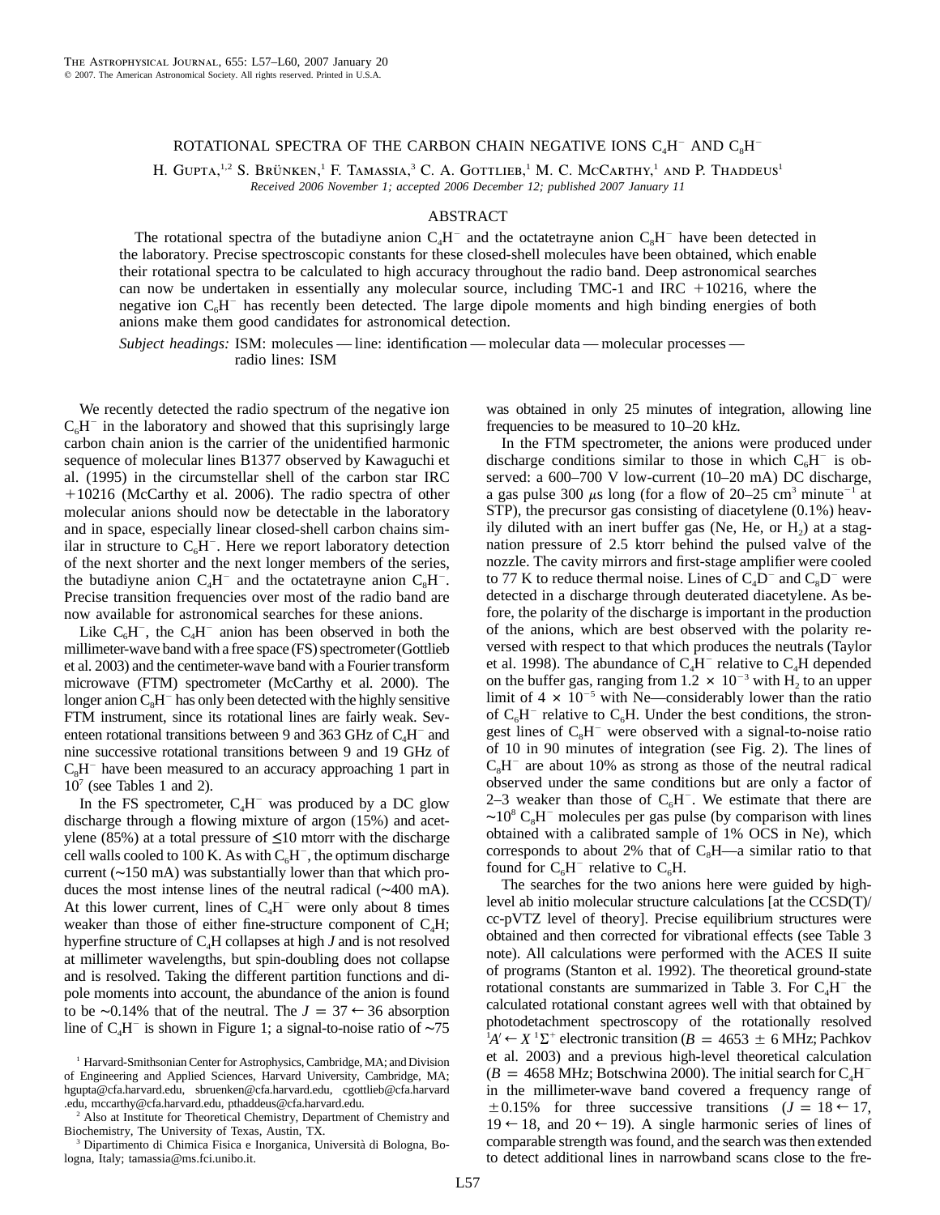# ROTATIONAL SPECTRA OF THE CARBON CHAIN NEGATIVE IONS $C_4H^-$ AND $C_8H^-$

H. Gupta,[1,2] S. Brünken,[1] F. Tamassia,[3] C. A. Gottlieb,[1] M. C. McCarthy,[1] and P. Thaddeus[1]

*Received 2006 November 1; accepted 2006 December 12; published 2007 January 11*

## ABSTRACT

The rotational spectra of the butadiyne anion $C_4H^-$ and the octatetrayne anion $C_8H^-$ have been detected in the laboratory. Precise spectroscopic constants for these closed-shell molecules have been obtained, which enable their rotational spectra to be calculated to high accuracy throughout the radio band. Deep astronomical searches can now be undertaken in essentially any molecular source, including TMC-1 and IRC +10216, where the negative ion $C_6H^-$ has recently been detected. The large dipole moments and high binding energies of both anions make them good candidates for astronomical detection.

*Subject headings:* ISM: molecules — line: identification — molecular data — molecular processes — radio lines: ISM

We recently detected the radio spectrum of the negative ion $C_6H^-$ in the laboratory and showed that this suprisingly large carbon chain anion is the carrier of the unidentified harmonic sequence of molecular lines B1377 observed by Kawaguchi et al. (1995) in the circumstellar shell of the carbon star IRC +10216 (McCarthy et al. 2006). The radio spectra of other molecular anions should now be detectable in the laboratory and in space, especially linear closed-shell carbon chains similar in structure to $C_6H^-$. Here we report laboratory detection of the next shorter and the next longer members of the series, the butadiyne anion $C_4H^-$ and the octatetrayne anion $C_8H^-$. Precise transition frequencies over most of the radio band are now available for astronomical searches for these anions.

Like $C_6H^-$, the $C_4H^-$ anion has been observed in both the millimeter-wave band with a free space (FS) spectrometer (Gottlieb et al. 2003) and the centimeter-wave band with a Fourier transform microwave (FTM) spectrometer (McCarthy et al. 2000). The longer anion $C_8H^-$ has only been detected with the highly sensitive FTM instrument, since its rotational lines are fairly weak. Seventeen rotational transitions between 9 and 363 GHz of $C_4H^-$ and nine successive rotational transitions between 9 and 19 GHz of $C_8H^-$ have been measured to an accuracy approaching 1 part in $10^7$ (see Tables 1 and 2).

In the FS spectrometer, $C_4H^-$ was produced by a DC glow discharge through a flowing mixture of argon (15%) and acetylene (85%) at a total pressure of $\lesssim$10 mtorr with the discharge cell walls cooled to 100 K. As with $C_6H^-$, the optimum discharge current (~150 mA) was substantially lower than that which produces the most intense lines of the neutral radical (~400 mA). At this lower current, lines of $C_4H^-$ were only about 8 times weaker than those of either fine-structure component of $C_4H$; hyperfine structure of $C_4H$ collapses at high $J$ and is not resolved at millimeter wavelengths, but spin-doubling does not collapse and is resolved. Taking the different partition functions and dipole moments into account, the abundance of the anion is found to be ~0.14% that of the neutral. The $J = 37 \leftarrow 36$ absorption line of $C_4H^-$ is shown in Figure 1; a signal-to-noise ratio of ~75 was obtained in only 25 minutes of integration, allowing line frequencies to be measured to 10–20 kHz.

In the FTM spectrometer, the anions were produced under discharge conditions similar to those in which $C_6H^-$ is observed: a 600–700 V low-current (10–20 mA) DC discharge, a gas pulse 300 $\mu$s long (for a flow of 20–25 cm$^3$ minute$^{-1}$ at STP), the precursor gas consisting of diacetylene (0.1%) heavily diluted with an inert buffer gas (Ne, He, or $H_2$) at a stagnation pressure of 2.5 ktorr behind the pulsed valve of the nozzle. The cavity mirrors and first-stage amplifier were cooled to 77 K to reduce thermal noise. Lines of $C_4D^-$ and $C_8D^-$ were detected in a discharge through deuterated diacetylene. As before, the polarity of the discharge is important in the production of the anions, which are best observed with the polarity reversed with respect to that which produces the neutrals (Taylor et al. 1998). The abundance of $C_4H^-$ relative to $C_4H$ depended on the buffer gas, ranging from $1.2 \times 10^{-3}$ with $H_2$ to an upper limit of $4 \times 10^{-5}$ with Ne—considerably lower than the ratio of $C_6H^-$ relative to $C_6H$. Under the best conditions, the strongest lines of $C_8H^-$ were observed with a signal-to-noise ratio of 10 in 90 minutes of integration (see Fig. 2). The lines of $C_8H^-$ are about 10% as strong as those of the neutral radical observed under the same conditions but are only a factor of 2–3 weaker than those of $C_6H^-$. We estimate that there are ~$10^8$ $C_8H^-$ molecules per gas pulse (by comparison with lines obtained with a calibrated sample of 1% OCS in Ne), which corresponds to about 2% that of $C_8H$—a similar ratio to that found for $C_6H^-$ relative to $C_6H$.

The searches for the two anions here were guided by high-level ab initio molecular structure calculations [at the CCSD(T)/cc-pVTZ level of theory]. Precise equilibrium structures were obtained and then corrected for vibrational effects (see Table 3 note). All calculations were performed with the ACES II suite of programs (Stanton et al. 1992). The theoretical ground-state rotational constants are summarized in Table 3. For $C_4H^-$ the calculated rotational constant agrees well with that obtained by photodetachment spectroscopy of the rotationally resolved $^1A' \leftarrow X\,^1\Sigma^+$ electronic transition ($B = 4653 \pm 6$ MHz; Pachkov et al. 2003) and a previous high-level theoretical calculation ($B = 4658$ MHz; Botschwina 2000). The initial search for $C_4H^-$ in the millimeter-wave band covered a frequency range of $\pm$0.15% for three successive transitions ($J = 18 \leftarrow 17$, $19 \leftarrow 18$, and $20 \leftarrow 19$). A single harmonic series of lines of comparable strength was found, and the search was then extended to detect additional lines in narrowband scans close to the fre-

---

[1] Harvard-Smithsonian Center for Astrophysics, Cambridge, MA; and Division of Engineering and Applied Sciences, Harvard University, Cambridge, MA; hgupta@cfa.harvard.edu, sbruenken@cfa.harvard.edu, cgottlieb@cfa.harvard.edu, mccarthy@cfa.harvard.edu, pthaddeus@cfa.harvard.edu.

[2] Also at Institute for Theoretical Chemistry, Department of Chemistry and Biochemistry, The University of Texas, Austin, TX.

[3] Dipartimento di Chimica Fisica e Inorganica, Università di Bologna, Bologna, Italy; tamassia@ms.fci.unibo.it.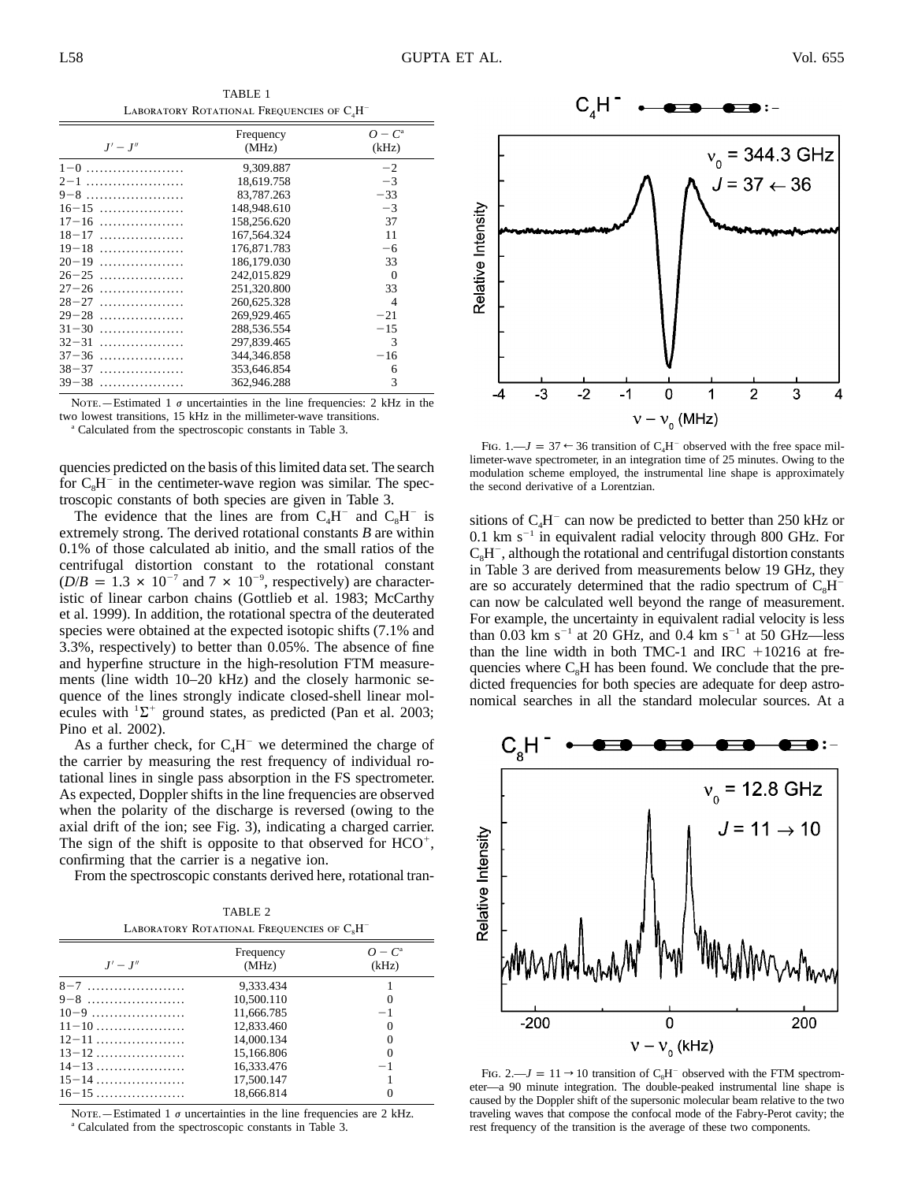TABLE 1
LABORATORY ROTATIONAL FREQUENCIES OF $C_4H^-$

| $J' - J''$ | Frequency (MHz) | $O - C$[a] (kHz) |
|---|---|---|
| 1−0 | 9,309.887 | −2 |
| 2−1 | 18,619.758 | −3 |
| 9−8 | 83,787.263 | −33 |
| 16−15 | 148,948.610 | −3 |
| 17−16 | 158,256.620 | 37 |
| 18−17 | 167,564.324 | 11 |
| 19−18 | 176,871.783 | −6 |
| 20−19 | 186,179.030 | 33 |
| 26−25 | 242,015.829 | 0 |
| 27−26 | 251,320.800 | 33 |
| 28−27 | 260,625.328 | 4 |
| 29−28 | 269,929.465 | −21 |
| 31−30 | 288,536.554 | −15 |
| 32−31 | 297,839.465 | 3 |
| 37−36 | 344,346.858 | −16 |
| 38−37 | 353,646.854 | 6 |
| 39−38 | 362,946.288 | 3 |

NOTE.—Estimated 1 $\sigma$ uncertainties in the line frequencies: 2 kHz in the two lowest transitions, 15 kHz in the millimeter-wave transitions.
[a] Calculated from the spectroscopic constants in Table 3.

quencies predicted on the basis of this limited data set. The search for $C_8H^-$ in the centimeter-wave region was similar. The spectroscopic constants of both species are given in Table 3.

The evidence that the lines are from $C_4H^-$ and $C_8H^-$ is extremely strong. The derived rotational constants $B$ are within 0.1% of those calculated ab initio, and the small ratios of the centrifugal distortion constant to the rotational constant ($D/B = 1.3 \times 10^{-7}$ and $7 \times 10^{-9}$, respectively) are characteristic of linear carbon chains (Gottlieb et al. 1983; McCarthy et al. 1999). In addition, the rotational spectra of the deuterated species were obtained at the expected isotopic shifts (7.1% and 3.3%, respectively) to better than 0.05%. The absence of fine and hyperfine structure in the high-resolution FTM measurements (line width 10–20 kHz) and the closely harmonic sequence of the lines strongly indicate closed-shell linear molecules with $^1\Sigma^+$ ground states, as predicted (Pan et al. 2003; Pino et al. 2002).

As a further check, for $C_4H^-$ we determined the charge of the carrier by measuring the rest frequency of individual rotational lines in single pass absorption in the FS spectrometer. As expected, Doppler shifts in the line frequencies are observed when the polarity of the discharge is reversed (owing to the axial drift of the ion; see Fig. 3), indicating a charged carrier. The sign of the shift is opposite to that observed for $HCO^+$, confirming that the carrier is a negative ion.

From the spectroscopic constants derived here, rotational transitions of $C_4H^-$ can now be predicted to better than 250 kHz or 0.1 km s$^{-1}$ in equivalent radial velocity through 800 GHz. For $C_8H^-$, although the rotational and centrifugal distortion constants in Table 3 are derived from measurements below 19 GHz, they are so accurately determined that the radio spectrum of $C_8H^-$ can now be calculated well beyond the range of measurement. For example, the uncertainty in equivalent radial velocity is less than 0.03 km s$^{-1}$ at 20 GHz, and 0.4 km s$^{-1}$ at 50 GHz—less than the line width in both TMC-1 and IRC +10216 at frequencies where $C_8H$ has been found. We conclude that the predicted frequencies for both species are adequate for deep astronomical searches in all the standard molecular sources. At a

TABLE 2
LABORATORY ROTATIONAL FREQUENCIES OF $C_8H^-$

| $J' - J''$ | Frequency (MHz) | $O - C$[a] (kHz) |
|---|---|---|
| 8−7 | 9,333.434 | 1 |
| 9−8 | 10,500.110 | 0 |
| 10−9 | 11,666.785 | −1 |
| 11−10 | 12,833.460 | 0 |
| 12−11 | 14,000.134 | 0 |
| 13−12 | 15,166.806 | 0 |
| 14−13 | 16,333.476 | −1 |
| 15−14 | 17,500.147 | 1 |
| 16−15 | 18,666.814 | 0 |

NOTE.—Estimated 1 $\sigma$ uncertainties in the line frequencies are 2 kHz.
[a] Calculated from the spectroscopic constants in Table 3.

FIG. 1.—$J = 37 \leftarrow 36$ transition of $C_4H^-$ observed with the free space millimeter-wave spectrometer, in an integration time of 25 minutes. Owing to the modulation scheme employed, the instrumental line shape is approximately the second derivative of a Lorentzian.

FIG. 2.—$J = 11 \rightarrow 10$ transition of $C_8H^-$ observed with the FTM spectrometer—a 90 minute integration. The double-peaked instrumental line shape is caused by the Doppler shift of the supersonic molecular beam relative to the two traveling waves that compose the confocal mode of the Fabry-Perot cavity; the rest frequency of the transition is the average of these two components.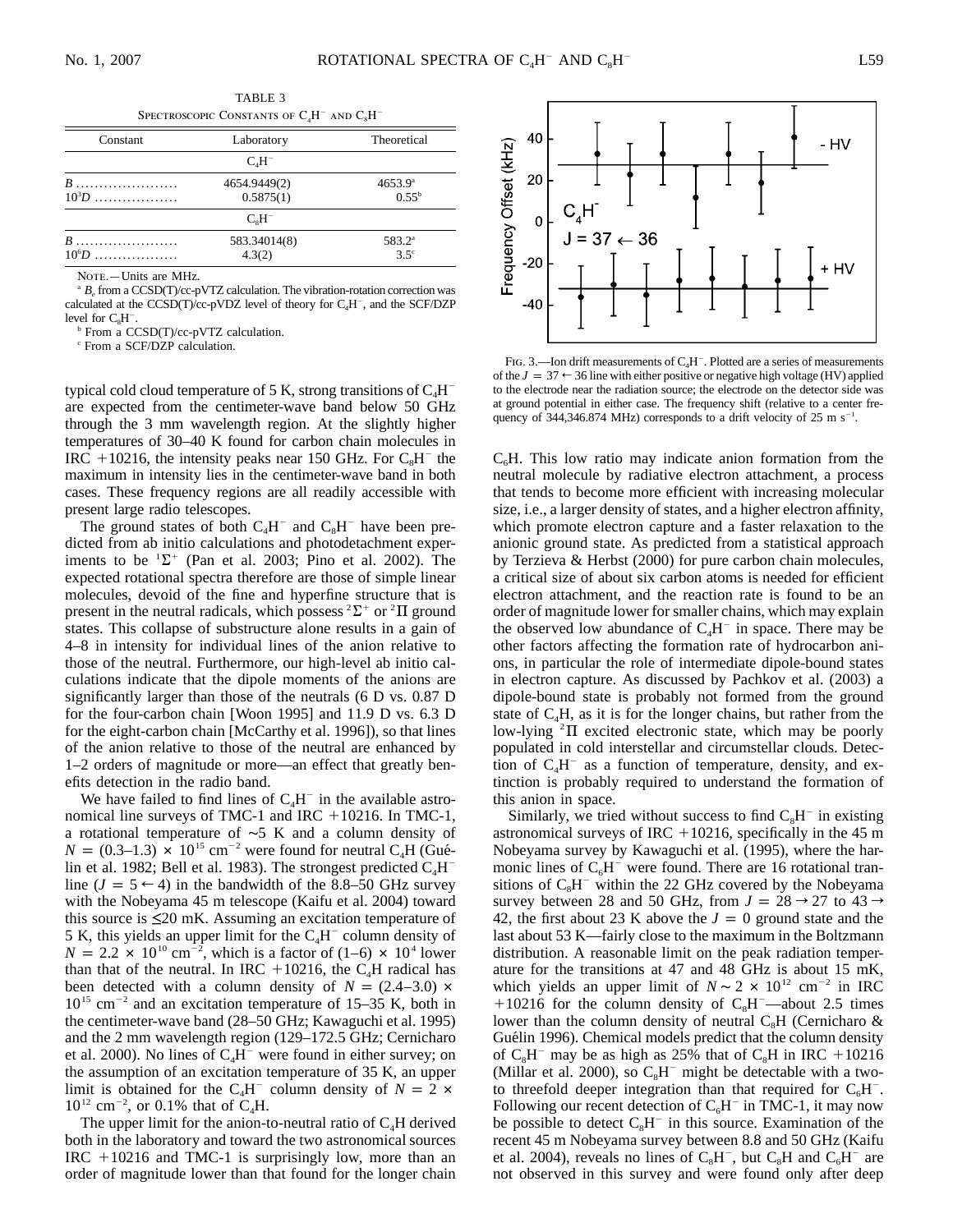TABLE 3
Spectroscopic Constants of $C_4H^-$ and $C_8H^-$

| Constant | Laboratory | Theoretical |
|---|---|---|
| | $C_4H^-$ | |
| $B$ ...................... | 4654.9449(2) | 4653.9[a] |
| $10^3D$ .................. | 0.5875(1) | 0.55[b] |
| | $C_8H^-$ | |
| $B$ ...................... | 583.34014(8) | 583.2[a] |
| $10^6D$ .................. | 4.3(2) | 3.5[c] |

Note.—Units are MHz.

[a] $B_e$ from a CCSD(T)/cc-pVTZ calculation. The vibration-rotation correction was calculated at the CCSD(T)/cc-pVDZ level of theory for $C_4H^-$, and the SCF/DZP level for $C_8H^-$.

[b] From a CCSD(T)/cc-pVTZ calculation.

[c] From a SCF/DZP calculation.

typical cold cloud temperature of 5 K, strong transitions of $C_4H^-$ are expected from the centimeter-wave band below 50 GHz through the 3 mm wavelength region. At the slightly higher temperatures of 30–40 K found for carbon chain molecules in IRC +10216, the intensity peaks near 150 GHz. For $C_8H^-$ the maximum in intensity lies in the centimeter-wave band in both cases. These frequency regions are all readily accessible with present large radio telescopes.

The ground states of both $C_4H^-$ and $C_8H^-$ have been predicted from ab initio calculations and photodetachment experiments to be $^1\Sigma^+$ (Pan et al. 2003; Pino et al. 2002). The expected rotational spectra therefore are those of simple linear molecules, devoid of the fine and hyperfine structure that is present in the neutral radicals, which possess $^2\Sigma^+$ or $^2\Pi$ ground states. This collapse of substructure alone results in a gain of 4–8 in intensity for individual lines of the anion relative to those of the neutral. Furthermore, our high-level ab initio calculations indicate that the dipole moments of the anions are significantly larger than those of the neutrals (6 D vs. 0.87 D for the four-carbon chain [Woon 1995] and 11.9 D vs. 6.3 D for the eight-carbon chain [McCarthy et al. 1996]), so that lines of the anion relative to those of the neutral are enhanced by 1–2 orders of magnitude or more—an effect that greatly benefits detection in the radio band.

We have failed to find lines of $C_4H^-$ in the available astronomical line surveys of TMC-1 and IRC +10216. In TMC-1, a rotational temperature of ~5 K and a column density of $N = (0.3\text{–}1.3) \times 10^{15}$ cm$^{-2}$ were found for neutral $C_4H$ (Guélin et al. 1982; Bell et al. 1983). The strongest predicted $C_4H^-$ line ($J = 5 \leftarrow 4$) in the bandwidth of the 8.8–50 GHz survey with the Nobeyama 45 m telescope (Kaifu et al. 2004) toward this source is ≤20 mK. Assuming an excitation temperature of 5 K, this yields an upper limit for the $C_4H^-$ column density of $N = 2.2 \times 10^{10}$ cm$^{-2}$, which is a factor of $(1\text{–}6) \times 10^4$ lower than that of the neutral. In IRC +10216, the $C_4H$ radical has been detected with a column density of $N = (2.4\text{–}3.0) \times 10^{15}$ cm$^{-2}$ and an excitation temperature of 15–35 K, both in the centimeter-wave band (28–50 GHz; Kawaguchi et al. 1995) and the 2 mm wavelength region (129–172.5 GHz; Cernicharo et al. 2000). No lines of $C_4H^-$ were found in either survey; on the assumption of an excitation temperature of 35 K, an upper limit is obtained for the $C_4H^-$ column density of $N = 2 \times 10^{12}$ cm$^{-2}$, or 0.1% that of $C_4H$.

The upper limit for the anion-to-neutral ratio of $C_4H$ derived both in the laboratory and toward the two astronomical sources IRC +10216 and TMC-1 is surprisingly low, more than an order of magnitude lower than that found for the longer chain $C_6H$. This low ratio may indicate anion formation from the neutral molecule by radiative electron attachment, a process that tends to become more efficient with increasing molecular size, i.e., a larger density of states, and a higher electron affinity, which promote electron capture and a faster relaxation to the anionic ground state. As predicted from a statistical approach by Terzieva & Herbst (2000) for pure carbon chain molecules, a critical size of about six carbon atoms is needed for efficient electron attachment, and the reaction rate is found to be an order of magnitude lower for smaller chains, which may explain the observed low abundance of $C_4H^-$ in space. There may be other factors affecting the formation rate of hydrocarbon anions, in particular the role of intermediate dipole-bound states in electron capture. As discussed by Pachkov et al. (2003) a dipole-bound state is probably not formed from the ground state of $C_4H$, as it is for the longer chains, but rather from the low-lying $^2\Pi$ excited electronic state, which may be poorly populated in cold interstellar and circumstellar clouds. Detection of $C_4H^-$ as a function of temperature, density, and extinction is probably required to understand the formation of this anion in space.

Fig. 3.—Ion drift measurements of $C_4H^-$. Plotted are a series of measurements of the $J = 37 \leftarrow 36$ line with either positive or negative high voltage (HV) applied to the electrode near the radiation source; the electrode on the detector side was at ground potential in either case. The frequency shift (relative to a center frequency of 344,346.874 MHz) corresponds to a drift velocity of 25 m s$^{-1}$.

Similarly, we tried without success to find $C_8H^-$ in existing astronomical surveys of IRC +10216, specifically in the 45 m Nobeyama survey by Kawaguchi et al. (1995), where the harmonic lines of $C_6H^-$ were found. There are 16 rotational transitions of $C_8H^-$ within the 22 GHz covered by the Nobeyama survey between 28 and 50 GHz, from $J = 28 \rightarrow 27$ to $43 \rightarrow 42$, the first about 23 K above the $J = 0$ ground state and the last about 53 K—fairly close to the maximum in the Boltzmann distribution. A reasonable limit on the peak radiation temperature for the transitions at 47 and 48 GHz is about 15 mK, which yields an upper limit of $N \sim 2 \times 10^{12}$ cm$^{-2}$ in IRC +10216 for the column density of $C_8H^-$—about 2.5 times lower than the column density of neutral $C_8H$ (Cernicharo & Guélin 1996). Chemical models predict that the column density of $C_8H^-$ may be as high as 25% that of $C_8H$ in IRC +10216 (Millar et al. 2000), so $C_8H^-$ might be detectable with a two- to threefold deeper integration than that required for $C_6H^-$. Following our recent detection of $C_6H^-$ in TMC-1, it may now be possible to detect $C_8H^-$ in this source. Examination of the recent 45 m Nobeyama survey between 8.8 and 50 GHz (Kaifu et al. 2004), reveals no lines of $C_8H^-$, but $C_8H$ and $C_6H^-$ are not observed in this survey and were found only after deep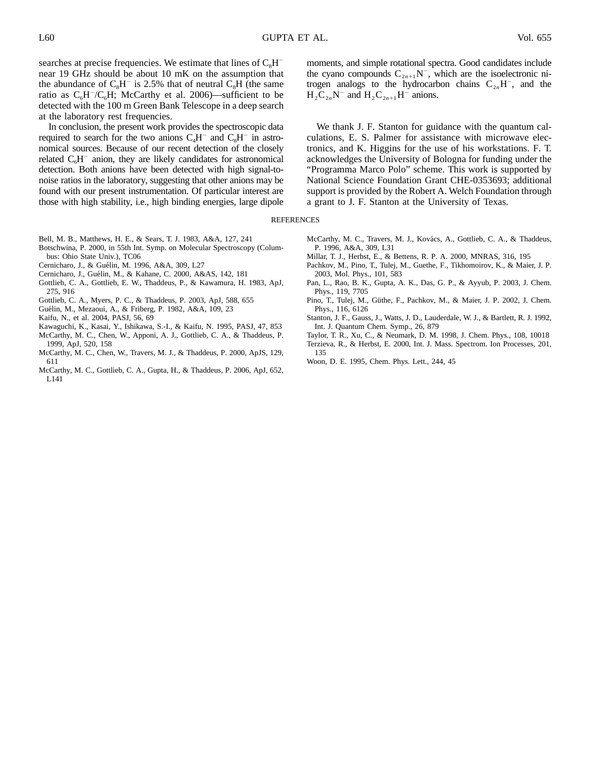searches at precise frequencies. We estimate that lines of $C_8H^-$ near 19 GHz should be about 10 mK on the assumption that the abundance of $C_8H^-$ is 2.5% that of neutral $C_8H$ (the same ratio as $C_6H^-/C_6H$; McCarthy et al. 2006)—sufficient to be detected with the 100 m Green Bank Telescope in a deep search at the laboratory rest frequencies.

In conclusion, the present work provides the spectroscopic data required to search for the two anions $C_4H^-$ and $C_8H^-$ in astronomical sources. Because of our recent detection of the closely related $C_6H^-$ anion, they are likely candidates for astronomical detection. Both anions have been detected with high signal-to-noise ratios in the laboratory, suggesting that other anions may be found with our present instrumentation. Of particular interest are those with high stability, i.e., high binding energies, large dipole moments, and simple rotational spectra. Good candidates include the cyano compounds $C_{2n+1}N^-$, which are the isoelectronic nitrogen analogs to the hydrocarbon chains $C_{2n}H^-$, and the $H_2C_{2n}N^-$ and $H_2C_{2n+1}H^-$ anions.

We thank J. F. Stanton for guidance with the quantum calculations, E. S. Palmer for assistance with microwave electronics, and K. Higgins for the use of his workstations. F. T. acknowledges the University of Bologna for funding under the "Programma Marco Polo" scheme. This work is supported by National Science Foundation Grant CHE-0353693; additional support is provided by the Robert A. Welch Foundation through a grant to J. F. Stanton at the University of Texas.

## REFERENCES

Bell, M. B., Matthews, H. E., & Sears, T. J. 1983, A&A, 127, 241
Botschwina, P. 2000, in 55th Int. Symp. on Molecular Spectroscopy (Columbus: Ohio State Univ.), TC06
Cernicharo, J., & Guélin, M. 1996, A&A, 309, L27
Cernicharo, J., Guélin, M., & Kahane, C. 2000, A&AS, 142, 181
Gottlieb, C. A., Gottlieb, E. W., Thaddeus, P., & Kawamura, H. 1983, ApJ, 275, 916
Gottlieb, C. A., Myers, P. C., & Thaddeus, P. 2003, ApJ, 588, 655
Guélin, M., Mezaoui, A., & Friberg, P. 1982, A&A, 109, 23
Kaifu, N., et al. 2004, PASJ, 56, 69
Kawaguchi, K., Kasai, Y., Ishikawa, S.-I., & Kaifu, N. 1995, PASJ, 47, 853
McCarthy, M. C., Chen, W., Apponi, A. J., Gottlieb, C. A., & Thaddeus, P. 1999, ApJ, 520, 158
McCarthy, M. C., Chen, W., Travers, M. J., & Thaddeus, P. 2000, ApJS, 129, 611
McCarthy, M. C., Gottlieb, C. A., Gupta, H., & Thaddeus, P. 2006, ApJ, 652, L141
McCarthy, M. C., Travers, M. J., Kovács, A., Gottlieb, C. A., & Thaddeus, P. 1996, A&A, 309, L31
Millar, T. J., Herbst, E., & Bettens, R. P. A. 2000, MNRAS, 316, 195
Pachkov, M., Pino, T., Tulej, M., Guethe, F., Tikhomoirov, K., & Maier, J. P. 2003, Mol. Phys., 101, 583
Pan, L., Rao, B. K., Gupta, A. K., Das, G. P., & Ayyub, P. 2003, J. Chem. Phys., 119, 7705
Pino, T., Tulej, M., Güthe, F., Pachkov, M., & Maier, J. P. 2002, J. Chem. Phys., 116, 6126
Stanton, J. F., Gauss, J., Watts, J. D., Lauderdale, W. J., & Bartlett, R. J. 1992, Int. J. Quantum Chem. Symp., 26, 879
Taylor, T. R., Xu, C., & Neumark, D. M. 1998, J. Chem. Phys., 108, 10018
Terzieva, R., & Herbst, E. 2000, Int. J. Mass. Spectrom. Ion Processes, 201, 135
Woon, D. E. 1995, Chem. Phys. Lett., 244, 45